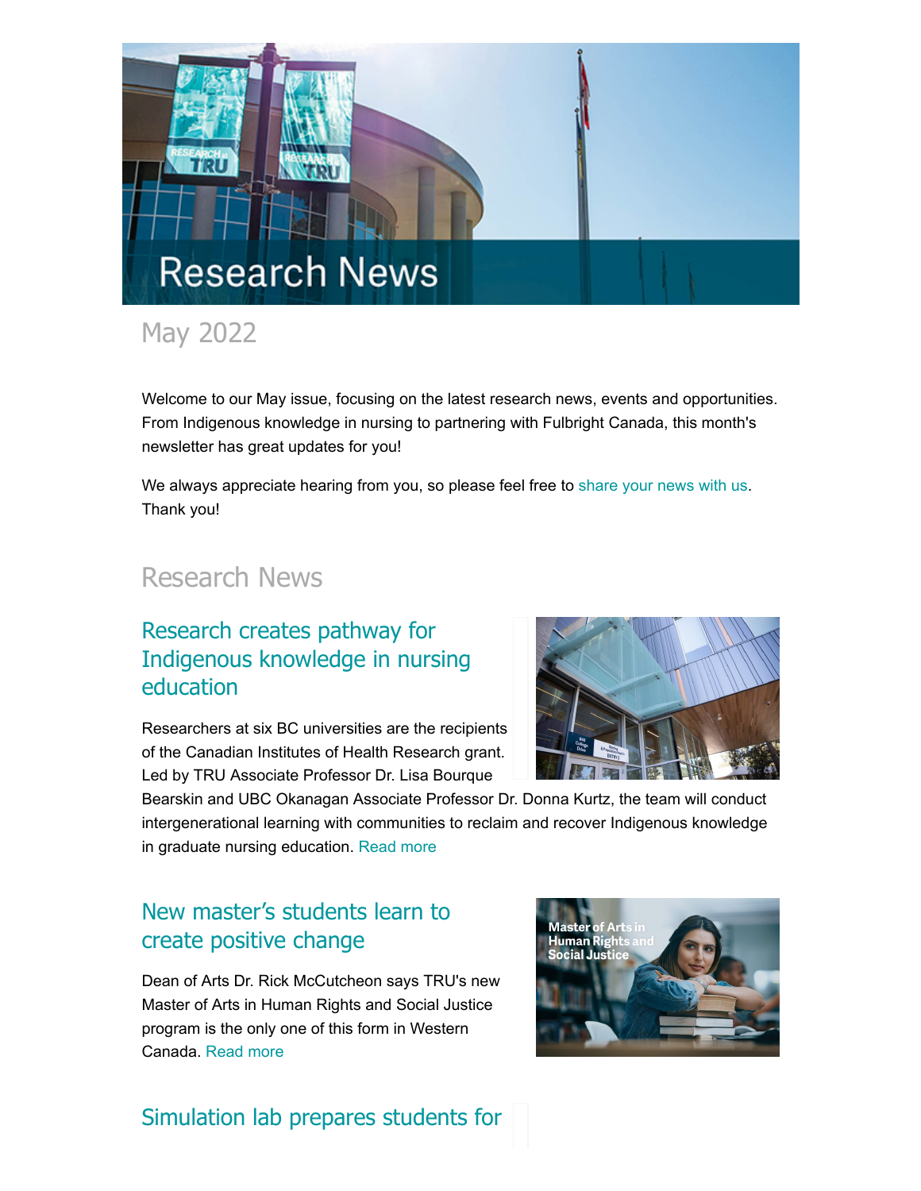# Research News

## May 2022

Welcome to our May issue, focusing on the latest research news, events and opportunities. From Indigenous knowledge in nursing to partnering with Fulbright Canada, this month's newsletter has great updates for you!

We always appreciate hearing from you, so please feel free to share your news with us. Thank you!

## Research News

### Research creates pathway for Indigenous knowledge in nursing education

Researchers at six BC universities are the recipients of the Canadian Institutes of Health Research grant. Led by TRU Associate Professor Dr. Lisa Bourque Bearskin and UBC Okanagan Associate Professor Dr. Donna Kurtz, the team will conduct intergenerational learning with communities to reclaim and recover Indigenous knowledge in graduate nursing education. Read more

### New master's students learn to create positive change

Dean of Arts Dr. Rick McCutcheon says TRU's new Master of Arts in Human Rights and Social Justice program is the only one of this form in Western Canada. Read more

### Simulation lab prepares students for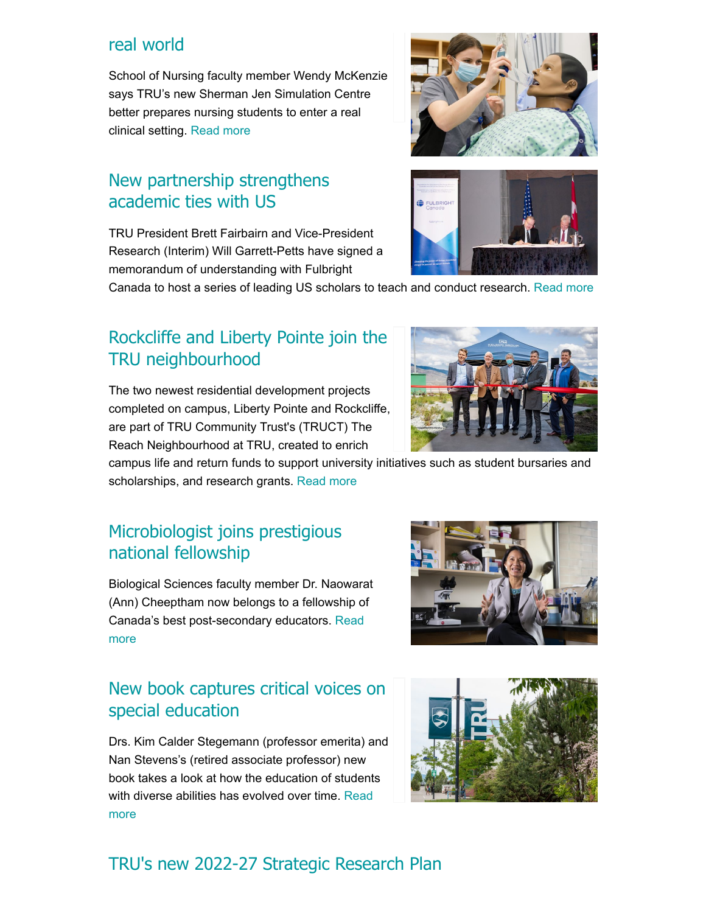## real world

School of Nursing faculty member Wendy McKenzie says TRU's new Sherman Jen Simulation Centre better prepares nursing students to enter a real clinical setting. Read more

## New partnership strengthens academic ties with US

TRU President Brett Fairbairn and Vice-President Research (Interim) Will Garrett-Petts have signed a memorandum of understanding with Fulbright Canada to host a series of leading US scholars to teach and conduct research. Read more

## Rockcliffe and Liberty Pointe join the TRU neighbourhood

The two newest residential development projects completed on campus, Liberty Pointe and Rockcliffe, are part of TRU Community Trust's (TRUCT) The Reach Neighbourhood at TRU, created to enrich campus life and return funds to support university initiatives such as student bursaries and scholarships, and research grants. Read more

## Microbiologist joins prestigious national fellowship

Biological Sciences faculty member Dr. Naowarat (Ann) Cheeptham now belongs to a fellowship of Canada's best post-secondary educators. Read more

## New book captures critical voices on special education

Drs. Kim Calder Stegemann (professor emerita) and Nan Stevens's (retired associate professor) new book takes a look at how the education of students with diverse abilities has evolved over time. Read more

## TRU's new 2022-27 Strategic Research Plan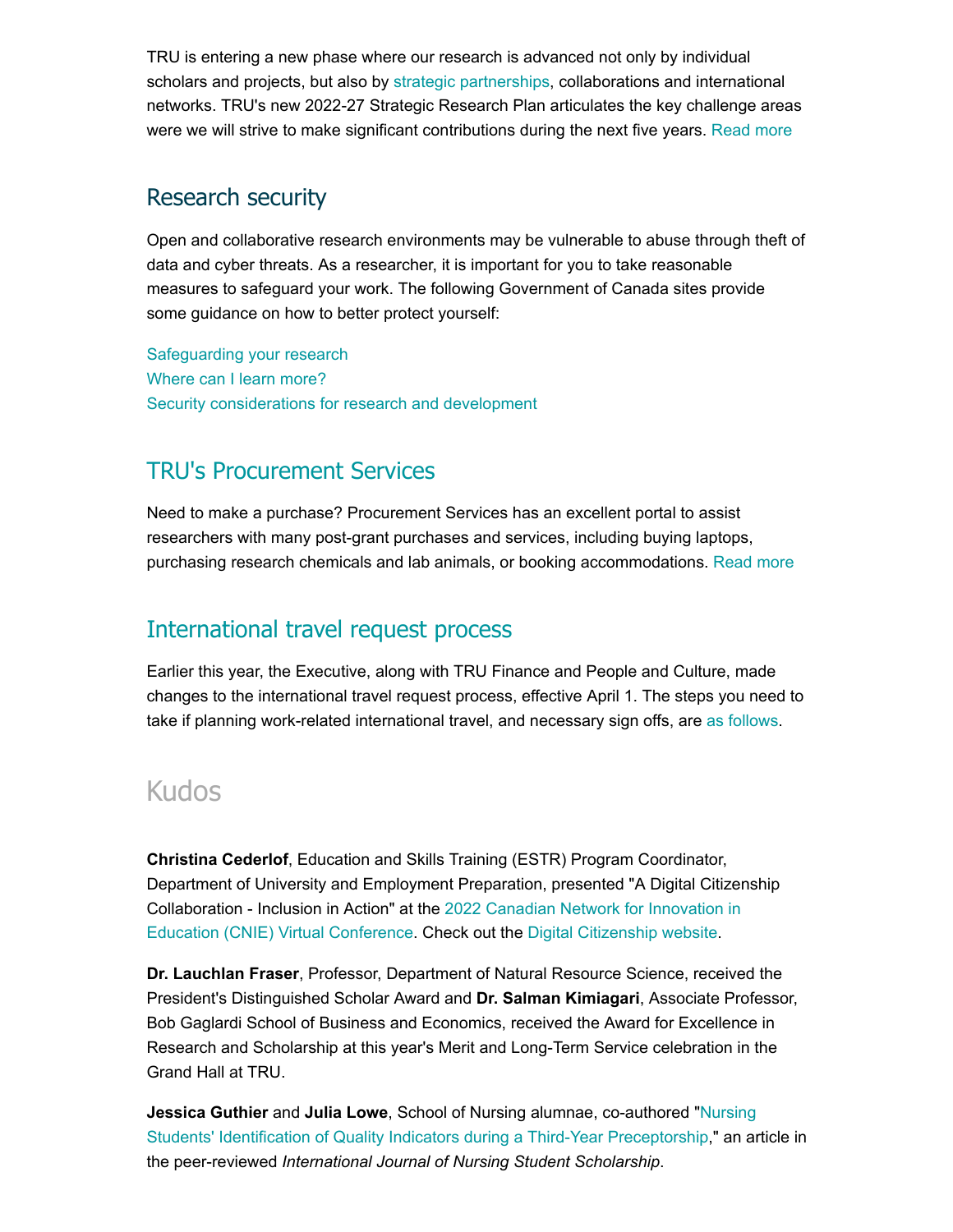TRU is entering a new phase where our research is advanced not only by individual scholars and projects, but also by strategic partnerships, collaborations and international networks. TRU's new 2022-27 Strategic Research Plan articulates the key challenge areas were we will strive to make significant contributions during the next five years. Read more

## Research security

Open and collaborative research environments may be vulnerable to abuse through theft of data and cyber threats. As a researcher, it is important for you to take reasonable measures to safeguard your work. The following Government of Canada sites provide some guidance on how to better protect yourself:

Safeguarding your research
Where can I learn more?
Security considerations for research and development

## TRU's Procurement Services

Need to make a purchase? Procurement Services has an excellent portal to assist researchers with many post-grant purchases and services, including buying laptops, purchasing research chemicals and lab animals, or booking accommodations. Read more

## International travel request process

Earlier this year, the Executive, along with TRU Finance and People and Culture, made changes to the international travel request process, effective April 1. The steps you need to take if planning work-related international travel, and necessary sign offs, are as follows.

# Kudos

**Christina Cederlof**, Education and Skills Training (ESTR) Program Coordinator, Department of University and Employment Preparation, presented "A Digital Citizenship Collaboration - Inclusion in Action" at the 2022 Canadian Network for Innovation in Education (CNIE) Virtual Conference. Check out the Digital Citizenship website.

**Dr. Lauchlan Fraser**, Professor, Department of Natural Resource Science, received the President's Distinguished Scholar Award and **Dr. Salman Kimiagari**, Associate Professor, Bob Gaglardi School of Business and Economics, received the Award for Excellence in Research and Scholarship at this year's Merit and Long-Term Service celebration in the Grand Hall at TRU.

**Jessica Guthier** and **Julia Lowe**, School of Nursing alumnae, co-authored "Nursing Students' Identification of Quality Indicators during a Third-Year Preceptorship," an article in the peer-reviewed *International Journal of Nursing Student Scholarship*.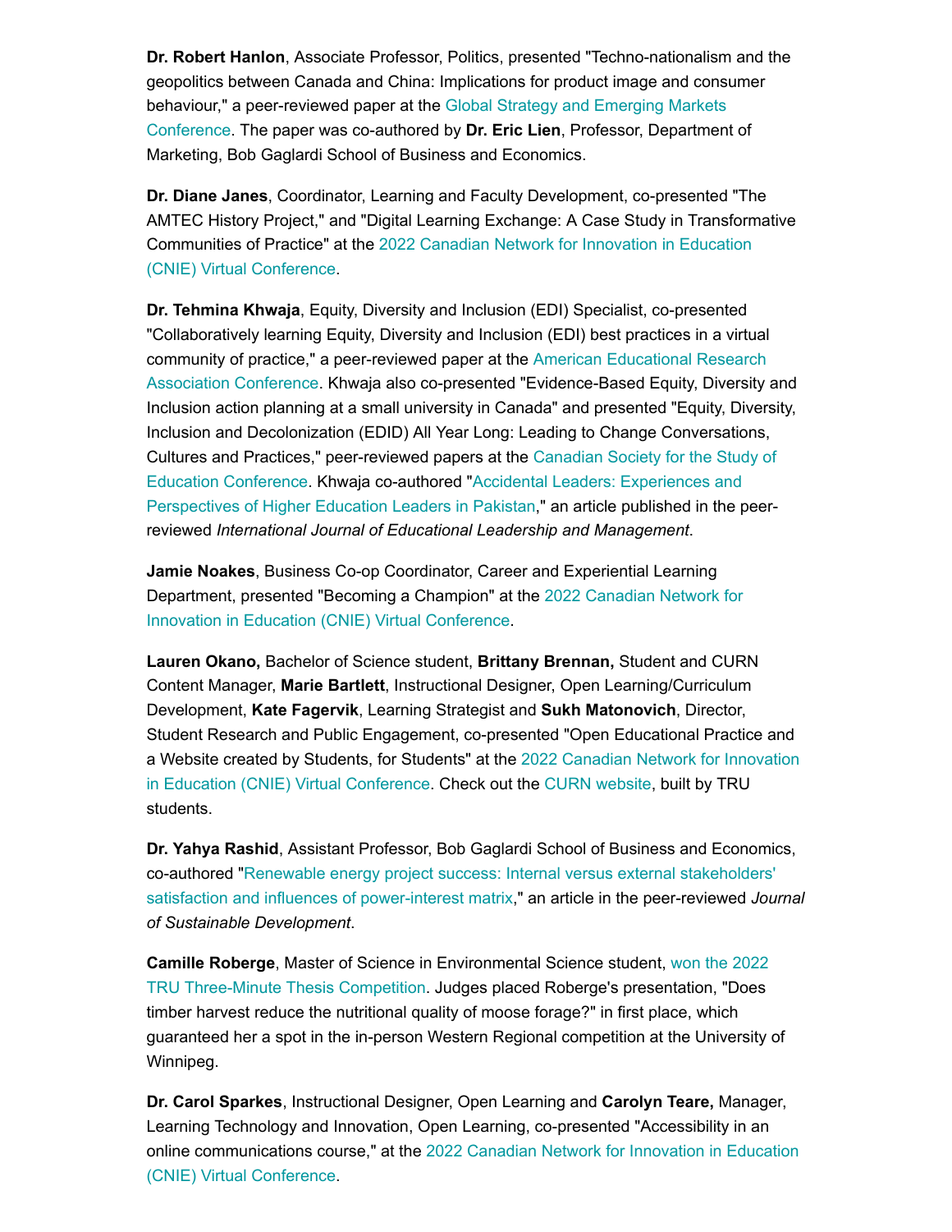**Dr. Robert Hanlon**, Associate Professor, Politics, presented "Techno-nationalism and the geopolitics between Canada and China: Implications for product image and consumer behaviour," a peer-reviewed paper at the Global Strategy and Emerging Markets Conference. The paper was co-authored by **Dr. Eric Lien**, Professor, Department of Marketing, Bob Gaglardi School of Business and Economics.

**Dr. Diane Janes**, Coordinator, Learning and Faculty Development, co-presented "The AMTEC History Project," and "Digital Learning Exchange: A Case Study in Transformative Communities of Practice" at the 2022 Canadian Network for Innovation in Education (CNIE) Virtual Conference.

**Dr. Tehmina Khwaja**, Equity, Diversity and Inclusion (EDI) Specialist, co-presented "Collaboratively learning Equity, Diversity and Inclusion (EDI) best practices in a virtual community of practice," a peer-reviewed paper at the American Educational Research Association Conference. Khwaja also co-presented "Evidence-Based Equity, Diversity and Inclusion action planning at a small university in Canada" and presented "Equity, Diversity, Inclusion and Decolonization (EDID) All Year Long: Leading to Change Conversations, Cultures and Practices," peer-reviewed papers at the Canadian Society for the Study of Education Conference. Khwaja co-authored "Accidental Leaders: Experiences and Perspectives of Higher Education Leaders in Pakistan," an article published in the peer-reviewed *International Journal of Educational Leadership and Management*.

**Jamie Noakes**, Business Co-op Coordinator, Career and Experiential Learning Department, presented "Becoming a Champion" at the 2022 Canadian Network for Innovation in Education (CNIE) Virtual Conference.

**Lauren Okano,** Bachelor of Science student, **Brittany Brennan,** Student and CURN Content Manager, **Marie Bartlett**, Instructional Designer, Open Learning/Curriculum Development, **Kate Fagervik**, Learning Strategist and **Sukh Matonovich**, Director, Student Research and Public Engagement, co-presented "Open Educational Practice and a Website created by Students, for Students" at the 2022 Canadian Network for Innovation in Education (CNIE) Virtual Conference. Check out the CURN website, built by TRU students.

**Dr. Yahya Rashid**, Assistant Professor, Bob Gaglardi School of Business and Economics, co-authored "Renewable energy project success: Internal versus external stakeholders' satisfaction and influences of power-interest matrix," an article in the peer-reviewed *Journal of Sustainable Development*.

**Camille Roberge**, Master of Science in Environmental Science student, won the 2022 TRU Three-Minute Thesis Competition. Judges placed Roberge's presentation, "Does timber harvest reduce the nutritional quality of moose forage?" in first place, which guaranteed her a spot in the in-person Western Regional competition at the University of Winnipeg.

**Dr. Carol Sparkes**, Instructional Designer, Open Learning and **Carolyn Teare,** Manager, Learning Technology and Innovation, Open Learning, co-presented "Accessibility in an online communications course," at the 2022 Canadian Network for Innovation in Education (CNIE) Virtual Conference.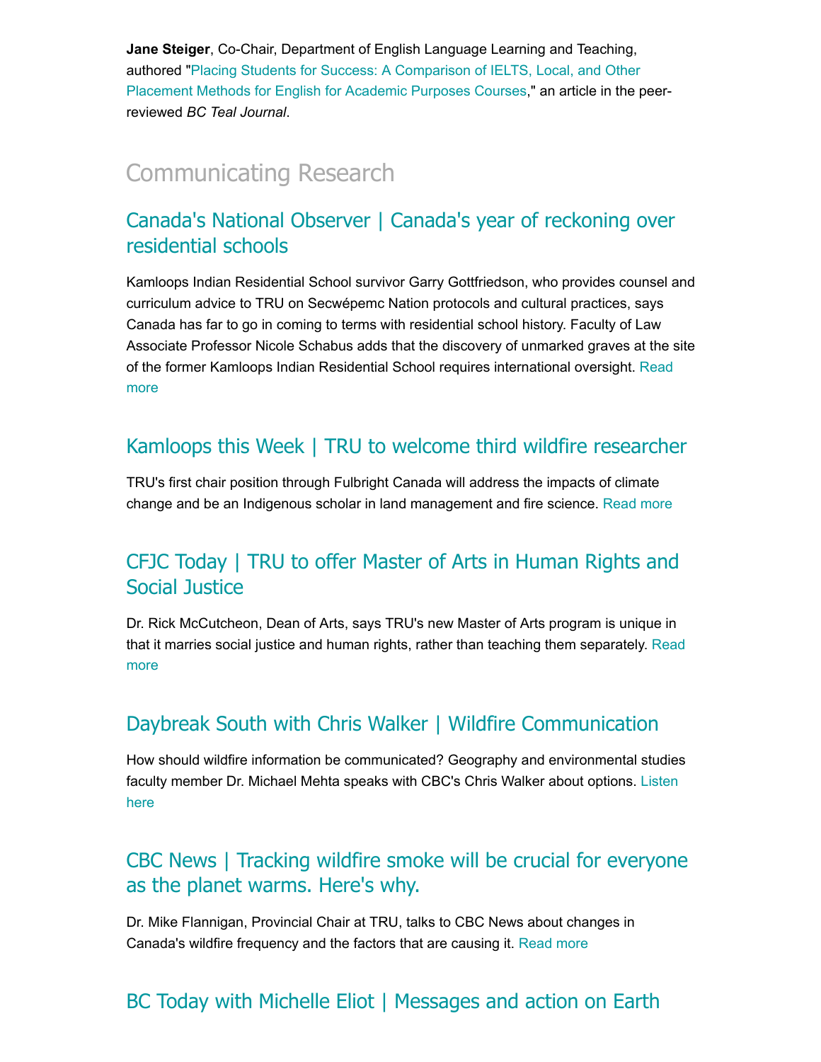**Jane Steiger**, Co-Chair, Department of English Language Learning and Teaching, authored "Placing Students for Success: A Comparison of IELTS, Local, and Other Placement Methods for English for Academic Purposes Courses," an article in the peer-reviewed *BC Teal Journal*.

## Communicating Research

### Canada's National Observer | Canada's year of reckoning over residential schools

Kamloops Indian Residential School survivor Garry Gottfriedson, who provides counsel and curriculum advice to TRU on Secwépemc Nation protocols and cultural practices, says Canada has far to go in coming to terms with residential school history. Faculty of Law Associate Professor Nicole Schabus adds that the discovery of unmarked graves at the site of the former Kamloops Indian Residential School requires international oversight. Read more

### Kamloops this Week | TRU to welcome third wildfire researcher

TRU's first chair position through Fulbright Canada will address the impacts of climate change and be an Indigenous scholar in land management and fire science. Read more

### CFJC Today | TRU to offer Master of Arts in Human Rights and Social Justice

Dr. Rick McCutcheon, Dean of Arts, says TRU's new Master of Arts program is unique in that it marries social justice and human rights, rather than teaching them separately. Read more

### Daybreak South with Chris Walker | Wildfire Communication

How should wildfire information be communicated? Geography and environmental studies faculty member Dr. Michael Mehta speaks with CBC's Chris Walker about options. Listen here

### CBC News | Tracking wildfire smoke will be crucial for everyone as the planet warms. Here's why.

Dr. Mike Flannigan, Provincial Chair at TRU, talks to CBC News about changes in Canada's wildfire frequency and the factors that are causing it. Read more

### BC Today with Michelle Eliot | Messages and action on Earth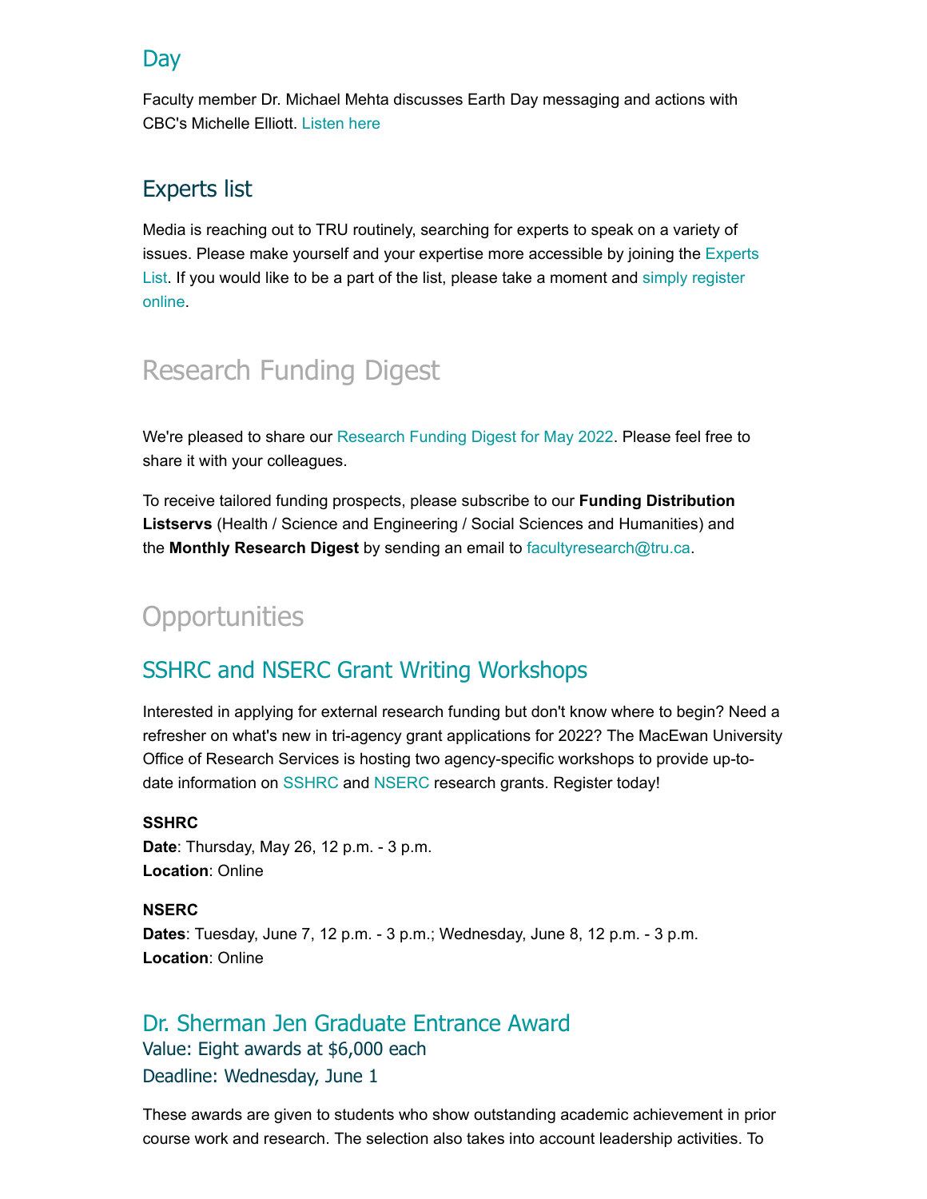## Day

Faculty member Dr. Michael Mehta discusses Earth Day messaging and actions with CBC's Michelle Elliott. Listen here

## Experts list

Media is reaching out to TRU routinely, searching for experts to speak on a variety of issues. Please make yourself and your expertise more accessible by joining the Experts List. If you would like to be a part of the list, please take a moment and simply register online.

# Research Funding Digest

We're pleased to share our Research Funding Digest for May 2022. Please feel free to share it with your colleagues.

To receive tailored funding prospects, please subscribe to our **Funding Distribution Listservs** (Health / Science and Engineering / Social Sciences and Humanities) and the **Monthly Research Digest** by sending an email to facultyresearch@tru.ca.

# Opportunities

## SSHRC and NSERC Grant Writing Workshops

Interested in applying for external research funding but don't know where to begin? Need a refresher on what's new in tri-agency grant applications for 2022? The MacEwan University Office of Research Services is hosting two agency-specific workshops to provide up-to-date information on SSHRC and NSERC research grants. Register today!

**SSHRC**
**Date**: Thursday, May 26, 12 p.m. - 3 p.m.
**Location**: Online

**NSERC**
**Dates**: Tuesday, June 7, 12 p.m. - 3 p.m.; Wednesday, June 8, 12 p.m. - 3 p.m.
**Location**: Online

## Dr. Sherman Jen Graduate Entrance Award

### Value: Eight awards at $6,000 each

### Deadline: Wednesday, June 1

These awards are given to students who show outstanding academic achievement in prior course work and research. The selection also takes into account leadership activities. To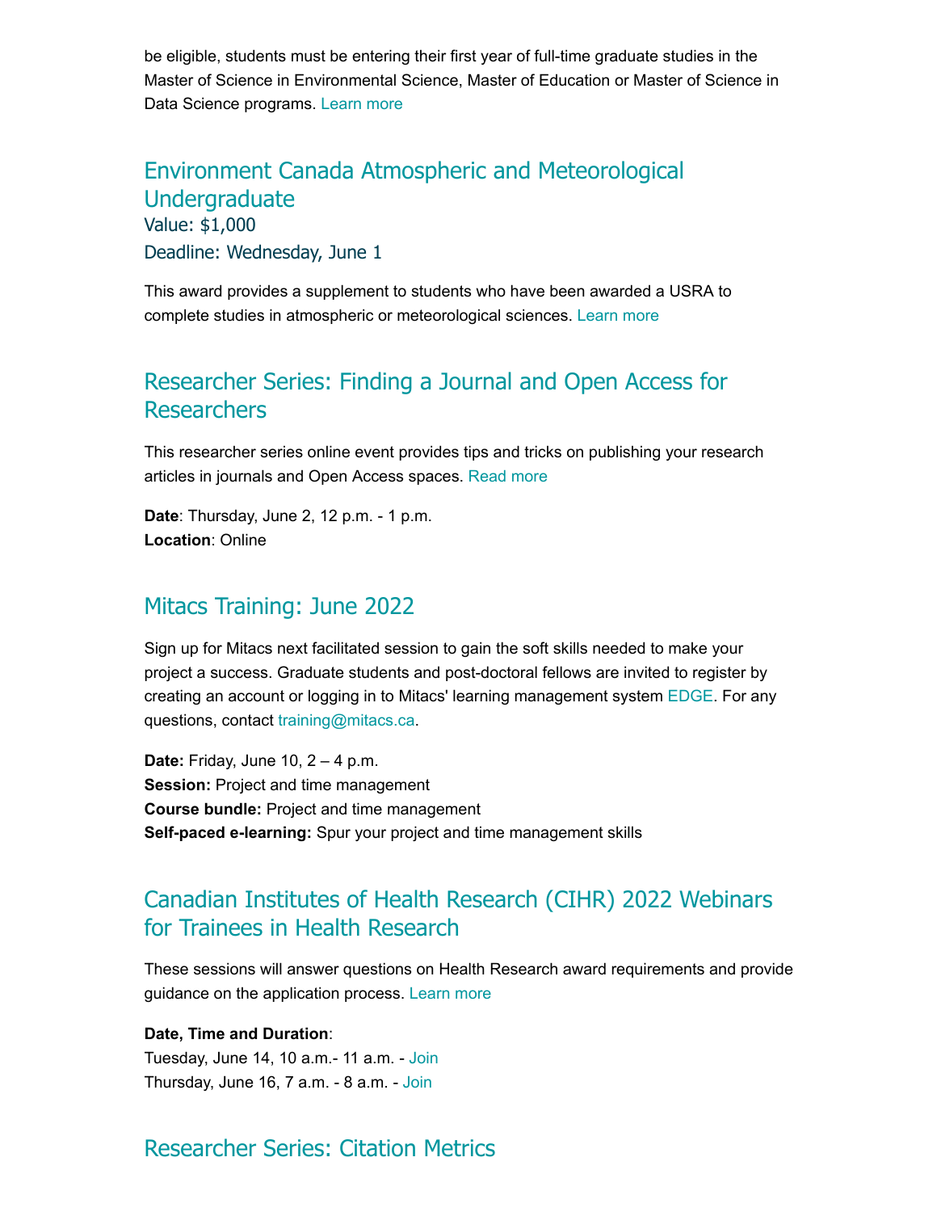be eligible, students must be entering their first year of full-time graduate studies in the Master of Science in Environmental Science, Master of Education or Master of Science in Data Science programs. Learn more

## Environment Canada Atmospheric and Meteorological Undergraduate

Value: $1,000

Deadline: Wednesday, June 1

This award provides a supplement to students who have been awarded a USRA to complete studies in atmospheric or meteorological sciences. Learn more

## Researcher Series: Finding a Journal and Open Access for Researchers

This researcher series online event provides tips and tricks on publishing your research articles in journals and Open Access spaces. Read more

**Date**: Thursday, June 2, 12 p.m. - 1 p.m.
**Location**: Online

## Mitacs Training: June 2022

Sign up for Mitacs next facilitated session to gain the soft skills needed to make your project a success. Graduate students and post-doctoral fellows are invited to register by creating an account or logging in to Mitacs' learning management system EDGE. For any questions, contact training@mitacs.ca.

**Date:** Friday, June 10, 2 – 4 p.m.
**Session:** Project and time management
**Course bundle:** Project and time management
**Self-paced e-learning:** Spur your project and time management skills

## Canadian Institutes of Health Research (CIHR) 2022 Webinars for Trainees in Health Research

These sessions will answer questions on Health Research award requirements and provide guidance on the application process. Learn more

**Date, Time and Duration**:
Tuesday, June 14, 10 a.m.- 11 a.m. - Join
Thursday, June 16, 7 a.m. - 8 a.m. - Join

## Researcher Series: Citation Metrics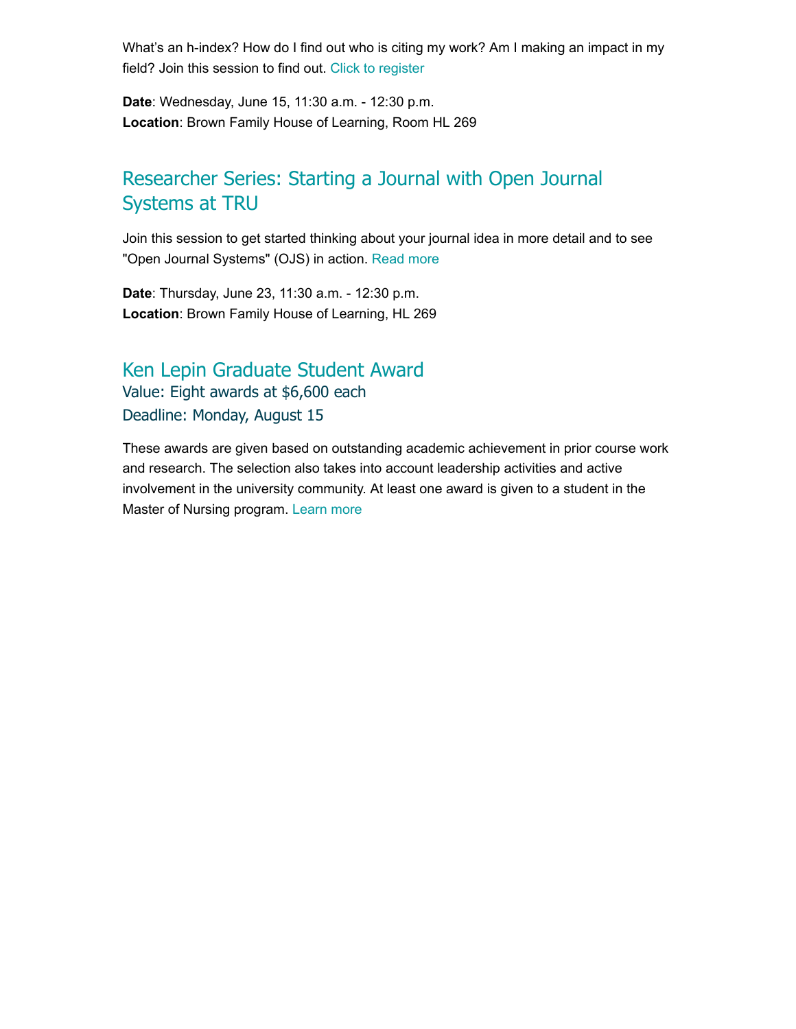What's an h-index? How do I find out who is citing my work? Am I making an impact in my field? Join this session to find out. Click to register

**Date**: Wednesday, June 15, 11:30 a.m. - 12:30 p.m.
**Location**: Brown Family House of Learning, Room HL 269

## Researcher Series: Starting a Journal with Open Journal Systems at TRU

Join this session to get started thinking about your journal idea in more detail and to see "Open Journal Systems" (OJS) in action. Read more

**Date**: Thursday, June 23, 11:30 a.m. - 12:30 p.m.
**Location**: Brown Family House of Learning, HL 269

## Ken Lepin Graduate Student Award

### Value: Eight awards at $6,600 each

### Deadline: Monday, August 15

These awards are given based on outstanding academic achievement in prior course work and research. The selection also takes into account leadership activities and active involvement in the university community. At least one award is given to a student in the Master of Nursing program. Learn more